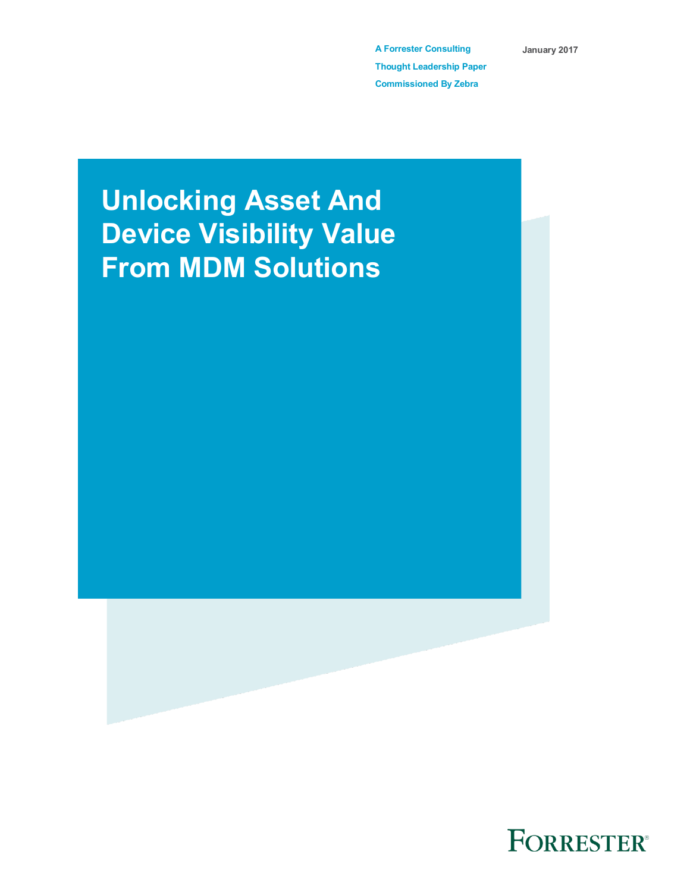A Forrester Consulting Thought Leadership Paper Commissioned By Zebra

January 2017

# Unlocking Asset And Device Visibility Value From MDM Solutions

FORRESTER®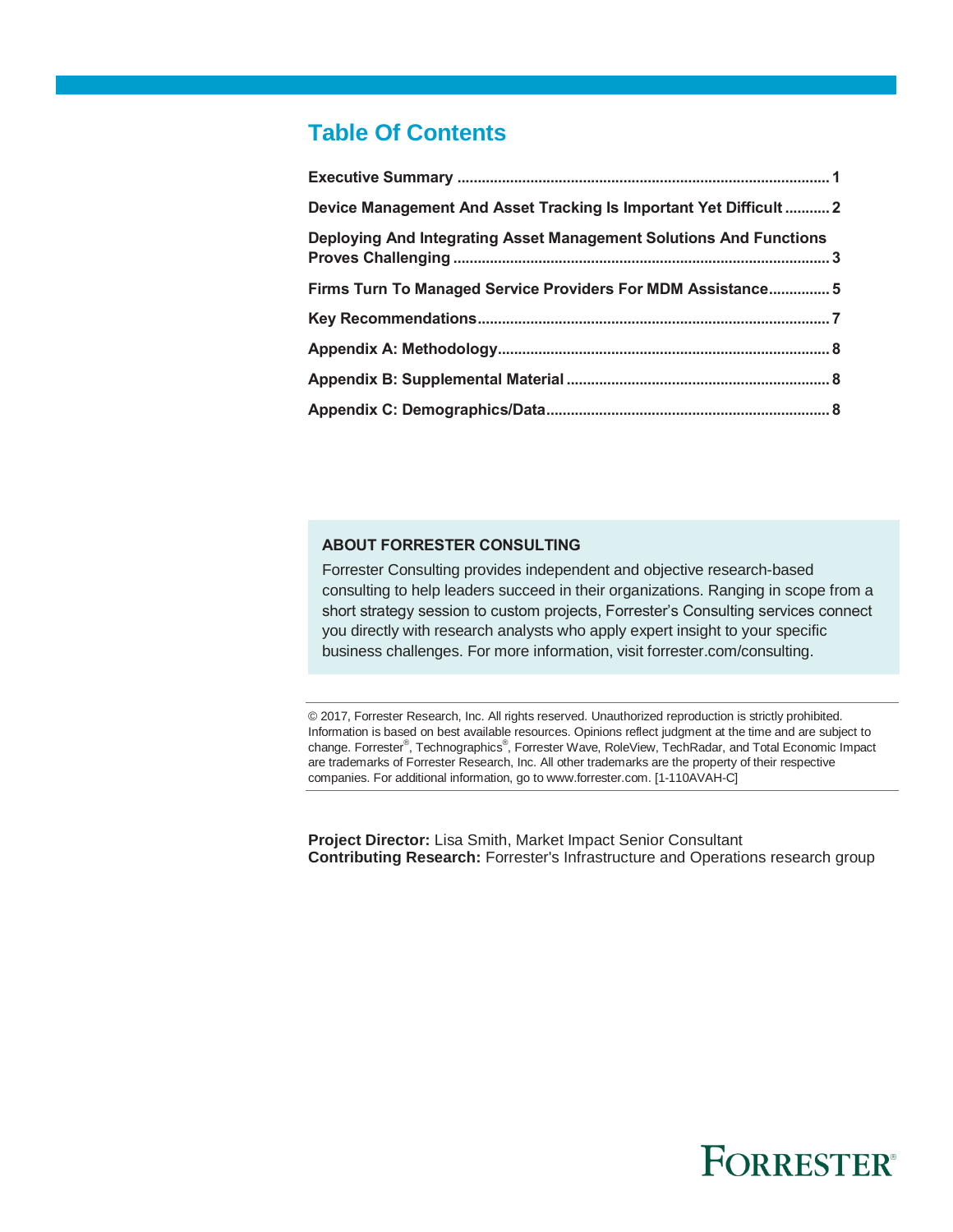## Table Of Contents

**Executive Summary** .......... 1

**Device Management And Asset Tracking Is Important Yet Difficult** .......... 2

**Deploying And Integrating Asset Management Solutions And Functions Proves Challenging** .......... 3

**Firms Turn To Managed Service Providers For MDM Assistance** .......... 5

**Key Recommendations** .......... 7

**Appendix A: Methodology** .......... 8

**Appendix B: Supplemental Material** .......... 8

**Appendix C: Demographics/Data** .......... 8

**ABOUT FORRESTER CONSULTING**

Forrester Consulting provides independent and objective research-based consulting to help leaders succeed in their organizations. Ranging in scope from a short strategy session to custom projects, Forrester's Consulting services connect you directly with research analysts who apply expert insight to your specific business challenges. For more information, visit forrester.com/consulting.

© 2017, Forrester Research, Inc. All rights reserved. Unauthorized reproduction is strictly prohibited. Information is based on best available resources. Opinions reflect judgment at the time and are subject to change. Forrester®, Technographics®, Forrester Wave, RoleView, TechRadar, and Total Economic Impact are trademarks of Forrester Research, Inc. All other trademarks are the property of their respective companies. For additional information, go to www.forrester.com. [1-110AVAH-C]

**Project Director:** Lisa Smith, Market Impact Senior Consultant
**Contributing Research:** Forrester's Infrastructure and Operations research group

FORRESTER®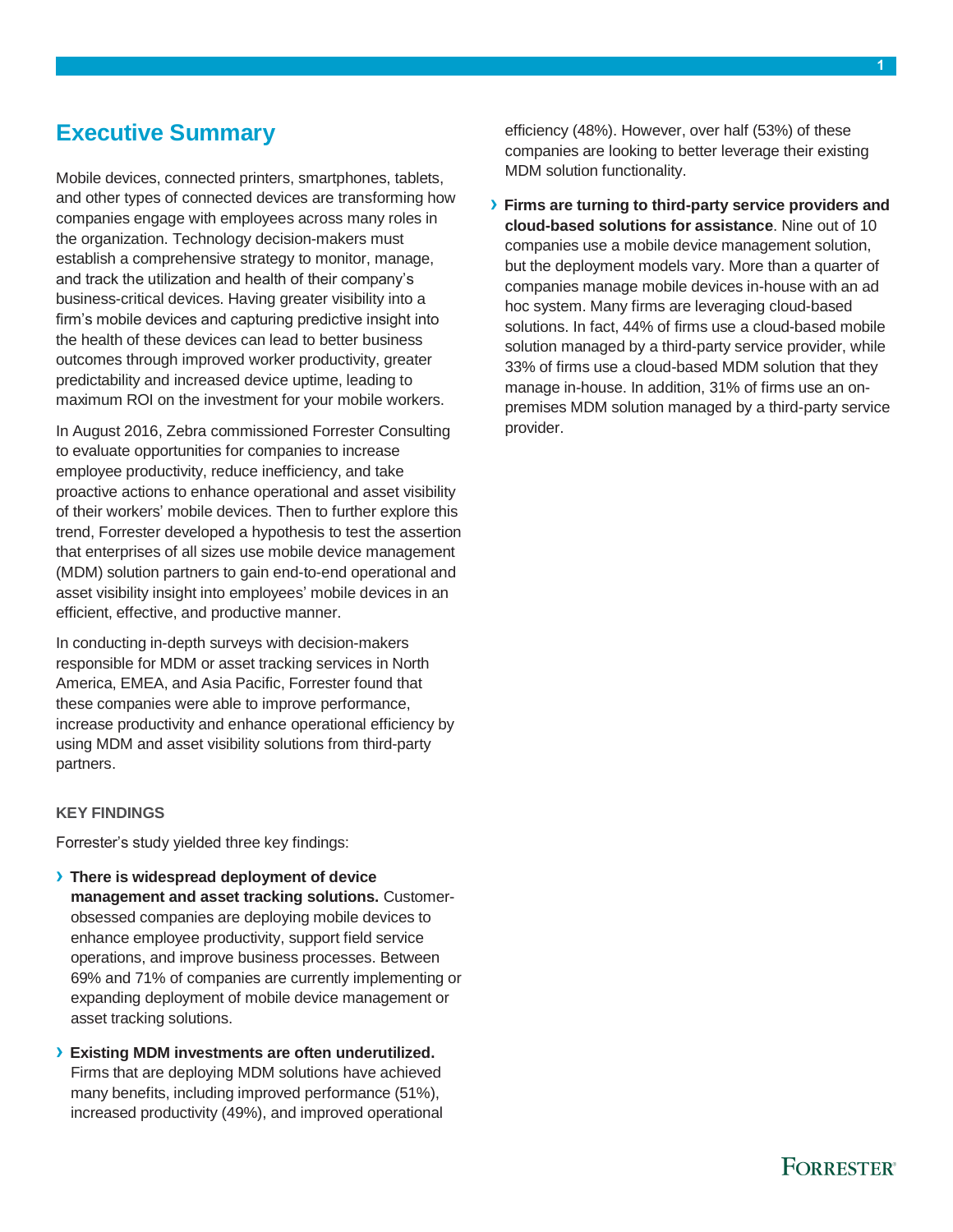## Executive Summary

Mobile devices, connected printers, smartphones, tablets, and other types of connected devices are transforming how companies engage with employees across many roles in the organization. Technology decision-makers must establish a comprehensive strategy to monitor, manage, and track the utilization and health of their company's business-critical devices. Having greater visibility into a firm's mobile devices and capturing predictive insight into the health of these devices can lead to better business outcomes through improved worker productivity, greater predictability and increased device uptime, leading to maximum ROI on the investment for your mobile workers.

In August 2016, Zebra commissioned Forrester Consulting to evaluate opportunities for companies to increase employee productivity, reduce inefficiency, and take proactive actions to enhance operational and asset visibility of their workers' mobile devices. Then to further explore this trend, Forrester developed a hypothesis to test the assertion that enterprises of all sizes use mobile device management (MDM) solution partners to gain end-to-end operational and asset visibility insight into employees' mobile devices in an efficient, effective, and productive manner.

In conducting in-depth surveys with decision-makers responsible for MDM or asset tracking services in North America, EMEA, and Asia Pacific, Forrester found that these companies were able to improve performance, increase productivity and enhance operational efficiency by using MDM and asset visibility solutions from third-party partners.

### KEY FINDINGS

Forrester's study yielded three key findings:

- **There is widespread deployment of device management and asset tracking solutions.** Customer-obsessed companies are deploying mobile devices to enhance employee productivity, support field service operations, and improve business processes. Between 69% and 71% of companies are currently implementing or expanding deployment of mobile device management or asset tracking solutions.

- **Existing MDM investments are often underutilized.** Firms that are deploying MDM solutions have achieved many benefits, including improved performance (51%), increased productivity (49%), and improved operational efficiency (48%). However, over half (53%) of these companies are looking to better leverage their existing MDM solution functionality.

- **Firms are turning to third-party service providers and cloud-based solutions for assistance**. Nine out of 10 companies use a mobile device management solution, but the deployment models vary. More than a quarter of companies manage mobile devices in-house with an ad hoc system. Many firms are leveraging cloud-based solutions. In fact, 44% of firms use a cloud-based mobile solution managed by a third-party service provider, while 33% of firms use a cloud-based MDM solution that they manage in-house. In addition, 31% of firms use an on-premises MDM solution managed by a third-party service provider.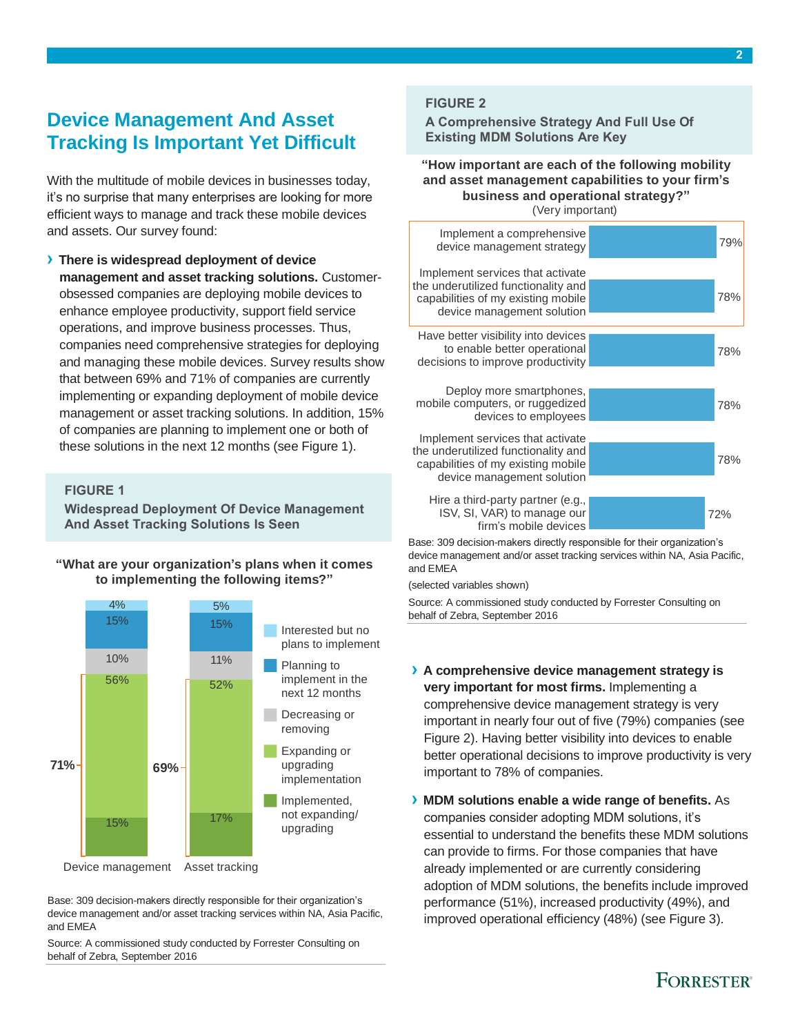# Device Management And Asset Tracking Is Important Yet Difficult

With the multitude of mobile devices in businesses today, it's no surprise that many enterprises are looking for more efficient ways to manage and track these mobile devices and assets. Our survey found:

- **There is widespread deployment of device management and asset tracking solutions.** Customer-obsessed companies are deploying mobile devices to enhance employee productivity, support field service operations, and improve business processes. Thus, companies need comprehensive strategies for deploying and managing these mobile devices. Survey results show that between 69% and 71% of companies are currently implementing or expanding deployment of mobile device management or asset tracking solutions. In addition, 15% of companies are planning to implement one or both of these solutions in the next 12 months (see Figure 1).

**FIGURE 1**

**Widespread Deployment Of Device Management And Asset Tracking Solutions Is Seen**

**"What are your organization's plans when it comes to implementing the following items?"**

| | Device management | Asset tracking |
|---|---|---|
| Interested but no plans to implement | 4% | 5% |
| Planning to implement in the next 12 months | 15% | 15% |
| Decreasing or removing | 10% | 11% |
| Expanding or upgrading implementation | 56% | 52% |
| Implemented, not expanding/upgrading | 15% | 17% |
| Implemented + expanding (total) | 71% | 69% |

Base: 309 decision-makers directly responsible for their organization's device management and/or asset tracking services within NA, Asia Pacific, and EMEA

Source: A commissioned study conducted by Forrester Consulting on behalf of Zebra, September 2016

**FIGURE 2**

**A Comprehensive Strategy And Full Use Of Existing MDM Solutions Are Key**

**"How important are each of the following mobility and asset management capabilities to your firm's business and operational strategy?"**

(Very important)

| Capability | Very important |
|---|---|
| Implement a comprehensive device management strategy | 79% |
| Implement services that activate the underutilized functionality and capabilities of my existing mobile device management solution | 78% |
| Have better visibility into devices to enable better operational decisions to improve productivity | 78% |
| Deploy more smartphones, mobile computers, or ruggedized devices to employees | 78% |
| Implement services that activate the underutilized functionality and capabilities of my existing mobile device management solution | 78% |
| Hire a third-party partner (e.g., ISV, SI, VAR) to manage our firm's mobile devices | 72% |

Base: 309 decision-makers directly responsible for their organization's device management and/or asset tracking services within NA, Asia Pacific, and EMEA

(selected variables shown)

Source: A commissioned study conducted by Forrester Consulting on behalf of Zebra, September 2016

- **A comprehensive device management strategy is very important for most firms.** Implementing a comprehensive device management strategy is very important in nearly four out of five (79%) companies (see Figure 2). Having better visibility into devices to enable better operational decisions to improve productivity is very important to 78% of companies.

- **MDM solutions enable a wide range of benefits.** As companies consider adopting MDM solutions, it's essential to understand the benefits these MDM solutions can provide to firms. For those companies that have already implemented or are currently considering adoption of MDM solutions, the benefits include improved performance (51%), increased productivity (49%), and improved operational efficiency (48%) (see Figure 3).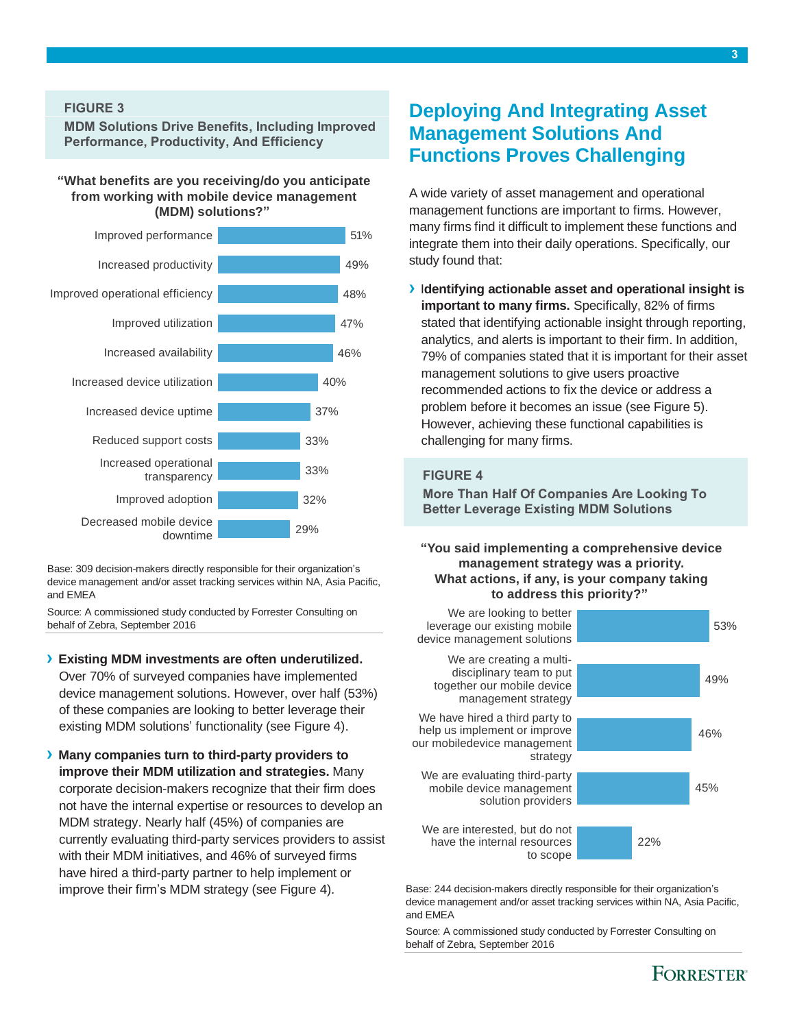**FIGURE 3**

**MDM Solutions Drive Benefits, Including Improved Performance, Productivity, And Efficiency**

**"What benefits are you receiving/do you anticipate from working with mobile device management (MDM) solutions?"**

| Benefit | % |
| --- | --- |
| Improved performance | 51% |
| Increased productivity | 49% |
| Improved operational efficiency | 48% |
| Improved utilization | 47% |
| Increased availability | 46% |
| Increased device utilization | 40% |
| Increased device uptime | 37% |
| Reduced support costs | 33% |
| Increased operational transparency | 33% |
| Improved adoption | 32% |
| Decreased mobile device downtime | 29% |

Base: 309 decision-makers directly responsible for their organization's device management and/or asset tracking services within NA, Asia Pacific, and EMEA

Source: A commissioned study conducted by Forrester Consulting on behalf of Zebra, September 2016

- **Existing MDM investments are often underutilized.** Over 70% of surveyed companies have implemented device management solutions. However, over half (53%) of these companies are looking to better leverage their existing MDM solutions' functionality (see Figure 4).
- **Many companies turn to third-party providers to improve their MDM utilization and strategies.** Many corporate decision-makers recognize that their firm does not have the internal expertise or resources to develop an MDM strategy. Nearly half (45%) of companies are currently evaluating third-party services providers to assist with their MDM initiatives, and 46% of surveyed firms have hired a third-party partner to help implement or improve their firm's MDM strategy (see Figure 4).

## Deploying And Integrating Asset Management Solutions And Functions Proves Challenging

A wide variety of asset management and operational management functions are important to firms. However, many firms find it difficult to implement these functions and integrate them into their daily operations. Specifically, our study found that:

- **Identifying actionable asset and operational insight is important to many firms.** Specifically, 82% of firms stated that identifying actionable insight through reporting, analytics, and alerts is important to their firm. In addition, 79% of companies stated that it is important for their asset management solutions to give users proactive recommended actions to fix the device or address a problem before it becomes an issue (see Figure 5). However, achieving these functional capabilities is challenging for many firms.

**FIGURE 4**

**More Than Half Of Companies Are Looking To Better Leverage Existing MDM Solutions**

**"You said implementing a comprehensive device management strategy was a priority. What actions, if any, is your company taking to address this priority?"**

| Action | % |
| --- | --- |
| We are looking to better leverage our existing mobile device management solutions | 53% |
| We are creating a multi-disciplinary team to put together our mobile device management strategy | 49% |
| We have hired a third party to help us implement or improve our mobiledevice management strategy | 46% |
| We are evaluating third-party mobile device management solution providers | 45% |
| We are interested, but do not have the internal resources to scope | 22% |

Base: 244 decision-makers directly responsible for their organization's device management and/or asset tracking services within NA, Asia Pacific, and EMEA

Source: A commissioned study conducted by Forrester Consulting on behalf of Zebra, September 2016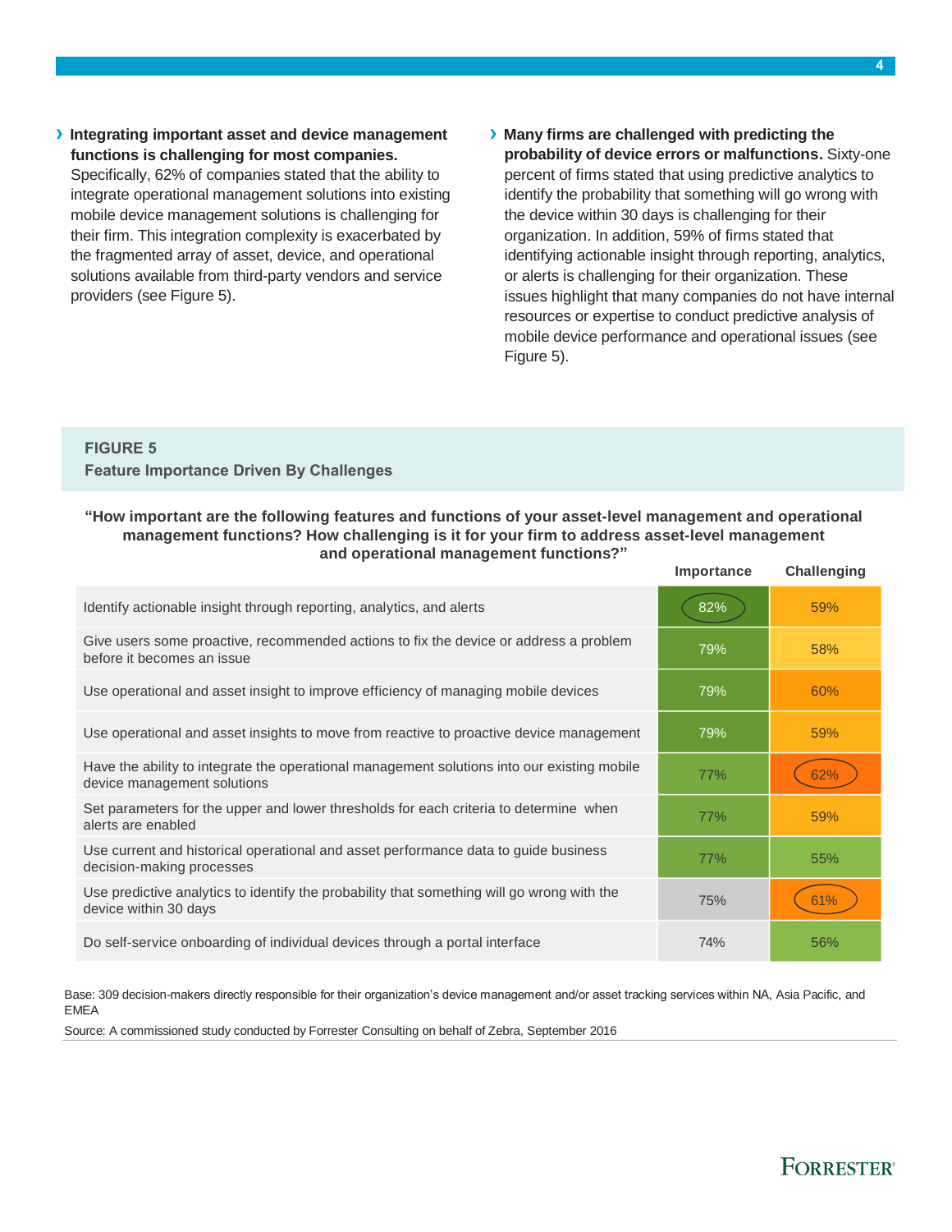- **Integrating important asset and device management functions is challenging for most companies.** Specifically, 62% of companies stated that the ability to integrate operational management solutions into existing mobile device management solutions is challenging for their firm. This integration complexity is exacerbated by the fragmented array of asset, device, and operational solutions available from third-party vendors and service providers (see Figure 5).

- **Many firms are challenged with predicting the probability of device errors or malfunctions.** Sixty-one percent of firms stated that using predictive analytics to identify the probability that something will go wrong with the device within 30 days is challenging for their organization. In addition, 59% of firms stated that identifying actionable insight through reporting, analytics, or alerts is challenging for their organization. These issues highlight that many companies do not have internal resources or expertise to conduct predictive analysis of mobile device performance and operational issues (see Figure 5).

**FIGURE 5**
**Feature Importance Driven By Challenges**

**"How important are the following features and functions of your asset-level management and operational management functions? How challenging is it for your firm to address asset-level management and operational management functions?"**

| | Importance | Challenging |
|---|---|---|
| Identify actionable insight through reporting, analytics, and alerts | 82% | 59% |
| Give users some proactive, recommended actions to fix the device or address a problem before it becomes an issue | 79% | 58% |
| Use operational and asset insight to improve efficiency of managing mobile devices | 79% | 60% |
| Use operational and asset insights to move from reactive to proactive device management | 79% | 59% |
| Have the ability to integrate the operational management solutions into our existing mobile device management solutions | 77% | 62% |
| Set parameters for the upper and lower thresholds for each criteria to determine when alerts are enabled | 77% | 59% |
| Use current and historical operational and asset performance data to guide business decision-making processes | 77% | 55% |
| Use predictive analytics to identify the probability that something will go wrong with the device within 30 days | 75% | 61% |
| Do self-service onboarding of individual devices through a portal interface | 74% | 56% |

Base: 309 decision-makers directly responsible for their organization's device management and/or asset tracking services within NA, Asia Pacific, and EMEA

Source: A commissioned study conducted by Forrester Consulting on behalf of Zebra, September 2016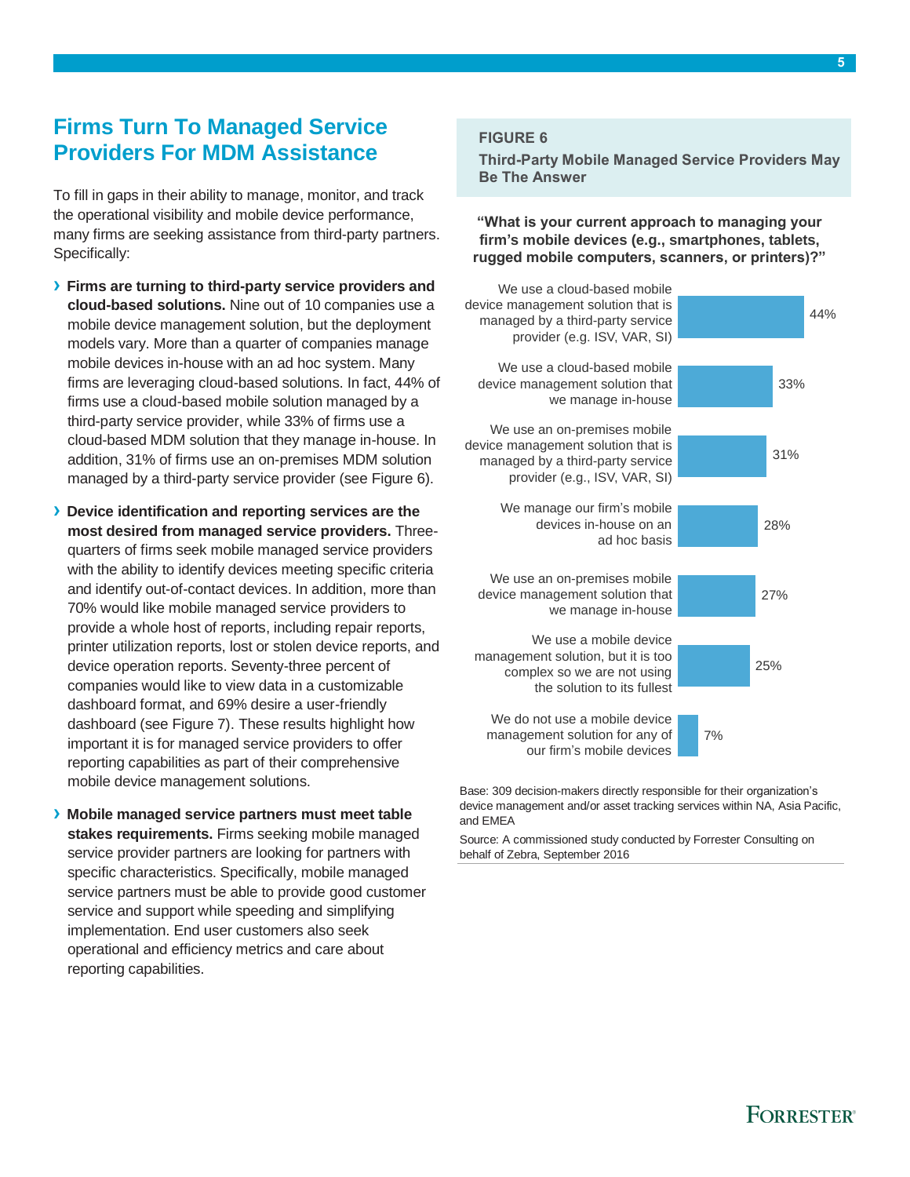# Firms Turn To Managed Service Providers For MDM Assistance

To fill in gaps in their ability to manage, monitor, and track the operational visibility and mobile device performance, many firms are seeking assistance from third-party partners. Specifically:

- **Firms are turning to third-party service providers and cloud-based solutions.** Nine out of 10 companies use a mobile device management solution, but the deployment models vary. More than a quarter of companies manage mobile devices in-house with an ad hoc system. Many firms are leveraging cloud-based solutions. In fact, 44% of firms use a cloud-based mobile solution managed by a third-party service provider, while 33% of firms use a cloud-based MDM solution that they manage in-house. In addition, 31% of firms use an on-premises MDM solution managed by a third-party service provider (see Figure 6).

- **Device identification and reporting services are the most desired from managed service providers.** Three-quarters of firms seek mobile managed service providers with the ability to identify devices meeting specific criteria and identify out-of-contact devices. In addition, more than 70% would like mobile managed service providers to provide a whole host of reports, including repair reports, printer utilization reports, lost or stolen device reports, and device operation reports. Seventy-three percent of companies would like to view data in a customizable dashboard format, and 69% desire a user-friendly dashboard (see Figure 7). These results highlight how important it is for managed service providers to offer reporting capabilities as part of their comprehensive mobile device management solutions.

- **Mobile managed service partners must meet table stakes requirements.** Firms seeking mobile managed service provider partners are looking for partners with specific characteristics. Specifically, mobile managed service partners must be able to provide good customer service and support while speeding and simplifying implementation. End user customers also seek operational and efficiency metrics and care about reporting capabilities.

**FIGURE 6**

**Third-Party Mobile Managed Service Providers May Be The Answer**

**"What is your current approach to managing your firm's mobile devices (e.g., smartphones, tablets, rugged mobile computers, scanners, or printers)?"**

| Approach | Percentage |
| --- | --- |
| We use a cloud-based mobile device management solution that is managed by a third-party service provider (e.g. ISV, VAR, SI) | 44% |
| We use a cloud-based mobile device management solution that we manage in-house | 33% |
| We use an on-premises mobile device management solution that is managed by a third-party service provider (e.g., ISV, VAR, SI) | 31% |
| We manage our firm's mobile devices in-house on an ad hoc basis | 28% |
| We use an on-premises mobile device management solution that we manage in-house | 27% |
| We use a mobile device management solution, but it is too complex so we are not using the solution to its fullest | 25% |
| We do not use a mobile device management solution for any of our firm's mobile devices | 7% |

Base: 309 decision-makers directly responsible for their organization's device management and/or asset tracking services within NA, Asia Pacific, and EMEA

Source: A commissioned study conducted by Forrester Consulting on behalf of Zebra, September 2016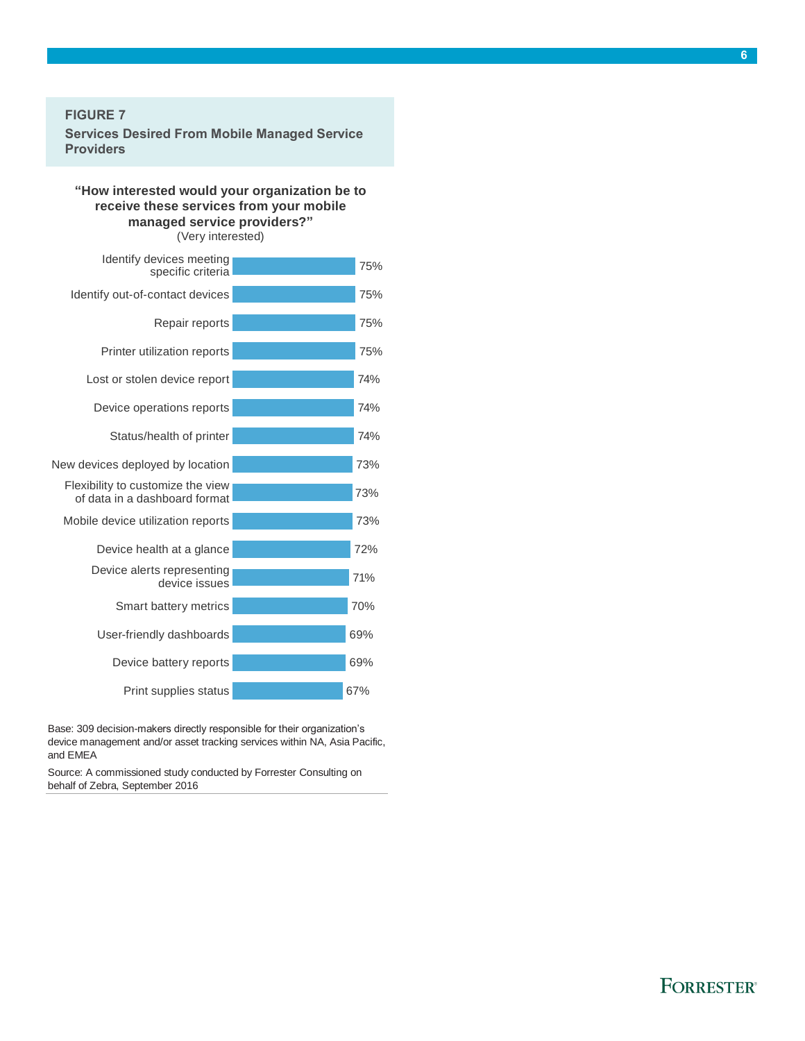**FIGURE 7**

**Services Desired From Mobile Managed Service Providers**

**"How interested would your organization be to receive these services from your mobile managed service providers?"**
(Very interested)

| Service | Very interested |
|---|---|
| Identify devices meeting specific criteria | 75% |
| Identify out-of-contact devices | 75% |
| Repair reports | 75% |
| Printer utilization reports | 75% |
| Lost or stolen device report | 74% |
| Device operations reports | 74% |
| Status/health of printer | 74% |
| New devices deployed by location | 73% |
| Flexibility to customize the view of data in a dashboard format | 73% |
| Mobile device utilization reports | 73% |
| Device health at a glance | 72% |
| Device alerts representing device issues | 71% |
| Smart battery metrics | 70% |
| User-friendly dashboards | 69% |
| Device battery reports | 69% |
| Print supplies status | 67% |

Base: 309 decision-makers directly responsible for their organization's device management and/or asset tracking services within NA, Asia Pacific, and EMEA

Source: A commissioned study conducted by Forrester Consulting on behalf of Zebra, September 2016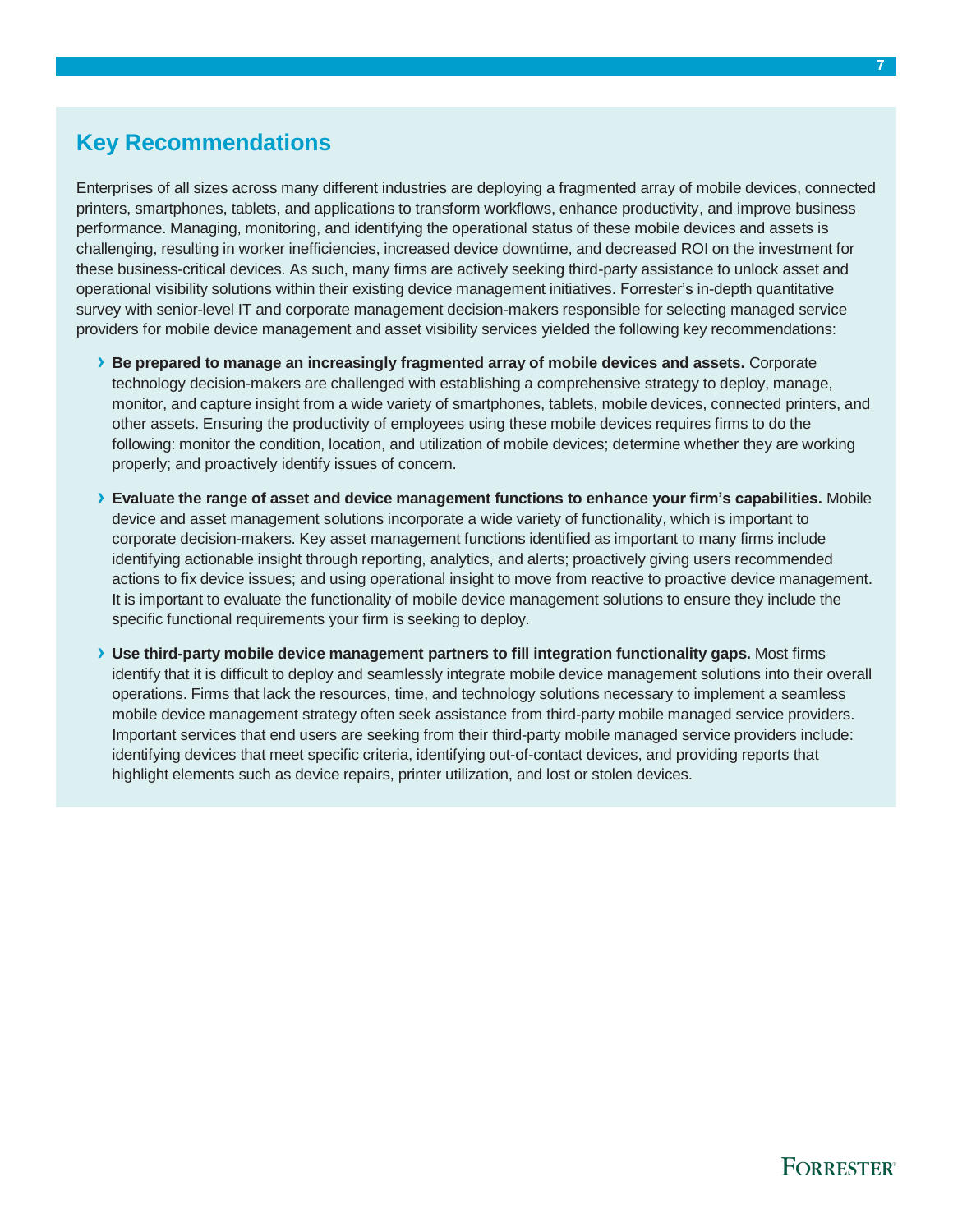## Key Recommendations

Enterprises of all sizes across many different industries are deploying a fragmented array of mobile devices, connected printers, smartphones, tablets, and applications to transform workflows, enhance productivity, and improve business performance. Managing, monitoring, and identifying the operational status of these mobile devices and assets is challenging, resulting in worker inefficiencies, increased device downtime, and decreased ROI on the investment for these business-critical devices. As such, many firms are actively seeking third-party assistance to unlock asset and operational visibility solutions within their existing device management initiatives. Forrester's in-depth quantitative survey with senior-level IT and corporate management decision-makers responsible for selecting managed service providers for mobile device management and asset visibility services yielded the following key recommendations:

- **Be prepared to manage an increasingly fragmented array of mobile devices and assets.** Corporate technology decision-makers are challenged with establishing a comprehensive strategy to deploy, manage, monitor, and capture insight from a wide variety of smartphones, tablets, mobile devices, connected printers, and other assets. Ensuring the productivity of employees using these mobile devices requires firms to do the following: monitor the condition, location, and utilization of mobile devices; determine whether they are working properly; and proactively identify issues of concern.

- **Evaluate the range of asset and device management functions to enhance your firm's capabilities.** Mobile device and asset management solutions incorporate a wide variety of functionality, which is important to corporate decision-makers. Key asset management functions identified as important to many firms include identifying actionable insight through reporting, analytics, and alerts; proactively giving users recommended actions to fix device issues; and using operational insight to move from reactive to proactive device management. It is important to evaluate the functionality of mobile device management solutions to ensure they include the specific functional requirements your firm is seeking to deploy.

- **Use third-party mobile device management partners to fill integration functionality gaps.** Most firms identify that it is difficult to deploy and seamlessly integrate mobile device management solutions into their overall operations. Firms that lack the resources, time, and technology solutions necessary to implement a seamless mobile device management strategy often seek assistance from third-party mobile managed service providers. Important services that end users are seeking from their third-party mobile managed service providers include: identifying devices that meet specific criteria, identifying out-of-contact devices, and providing reports that highlight elements such as device repairs, printer utilization, and lost or stolen devices.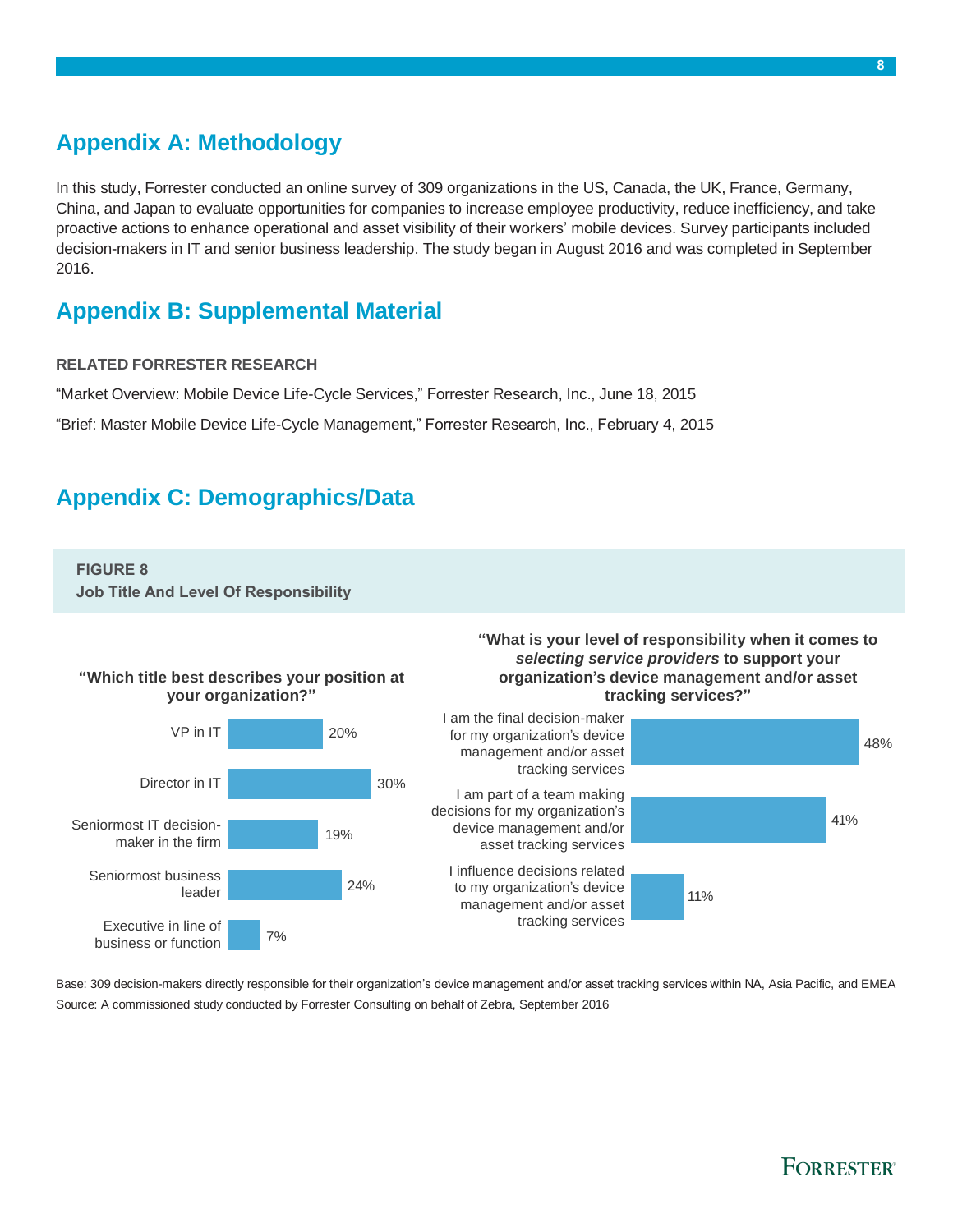## Appendix A: Methodology

In this study, Forrester conducted an online survey of 309 organizations in the US, Canada, the UK, France, Germany, China, and Japan to evaluate opportunities for companies to increase employee productivity, reduce inefficiency, and take proactive actions to enhance operational and asset visibility of their workers' mobile devices. Survey participants included decision-makers in IT and senior business leadership. The study began in August 2016 and was completed in September 2016.

## Appendix B: Supplemental Material

**RELATED FORRESTER RESEARCH**

"Market Overview: Mobile Device Life-Cycle Services," Forrester Research, Inc., June 18, 2015

"Brief: Master Mobile Device Life-Cycle Management," Forrester Research, Inc., February 4, 2015

## Appendix C: Demographics/Data

**FIGURE 8**
**Job Title And Level Of Responsibility**

**"Which title best describes your position at your organization?"**

| Title | % |
|---|---|
| VP in IT | 20% |
| Director in IT | 30% |
| Seniormost IT decision-maker in the firm | 19% |
| Seniormost business leader | 24% |
| Executive in line of business or function | 7% |

**"What is your level of responsibility when it comes to *selecting service providers* to support your organization's device management and/or asset tracking services?"**

| Level of responsibility | % |
|---|---|
| I am the final decision-maker for my organization's device management and/or asset tracking services | 48% |
| I am part of a team making decisions for my organization's device management and/or asset tracking services | 41% |
| I influence decisions related to my organization's device management and/or asset tracking services | 11% |

Base: 309 decision-makers directly responsible for their organization's device management and/or asset tracking services within NA, Asia Pacific, and EMEA

Source: A commissioned study conducted by Forrester Consulting on behalf of Zebra, September 2016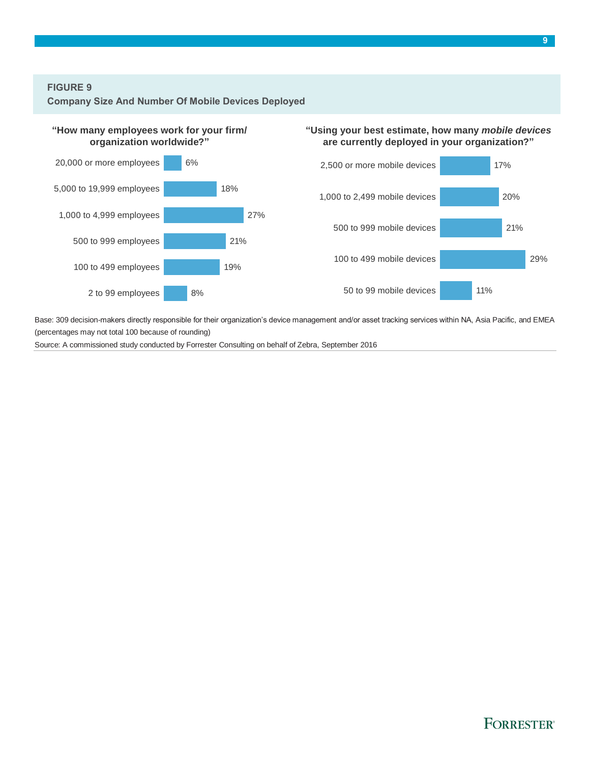## FIGURE 9

**Company Size And Number Of Mobile Devices Deployed**

**"How many employees work for your firm/ organization worldwide?"**

20,000 or more employees 6%

5,000 to 19,999 employees 18%

1,000 to 4,999 employees 27%

500 to 999 employees 21%

100 to 499 employees 19%

2 to 99 employees 8%

**"Using your best estimate, how many *mobile devices* are currently deployed in your organization?"**

2,500 or more mobile devices 17%

1,000 to 2,499 mobile devices 20%

500 to 999 mobile devices 21%

100 to 499 mobile devices 29%

50 to 99 mobile devices 11%

Base: 309 decision-makers directly responsible for their organization's device management and/or asset tracking services within NA, Asia Pacific, and EMEA (percentages may not total 100 because of rounding)

Source: A commissioned study conducted by Forrester Consulting on behalf of Zebra, September 2016